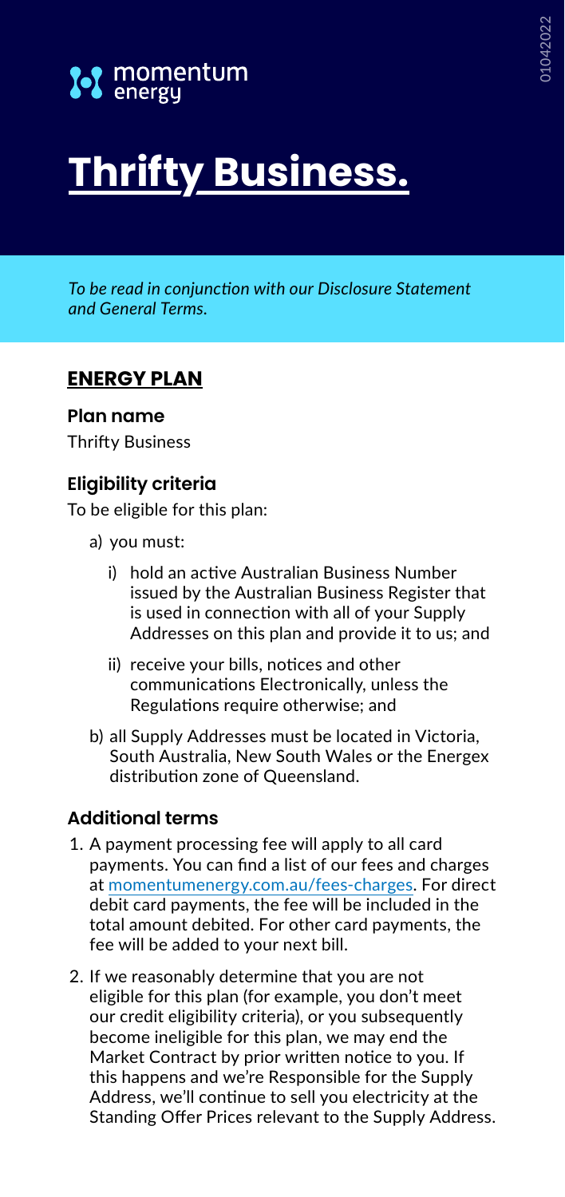momentum energy

# Thrifty Business.

*To be read in conjunction with our Disclosure Statement and General Terms.*

## ENERGY PLAN

### Plan name

Thrifty Business

### Eligibility criteria

To be eligible for this plan:

a) you must:

   i) hold an active Australian Business Number issued by the Australian Business Register that is used in connection with all of your Supply Addresses on this plan and provide it to us; and

   ii) receive your bills, notices and other communications Electronically, unless the Regulations require otherwise; and

b) all Supply Addresses must be located in Victoria, South Australia, New South Wales or the Energex distribution zone of Queensland.

### Additional terms

1. A payment processing fee will apply to all card payments. You can find a list of our fees and charges at momentumenergy.com.au/fees-charges. For direct debit card payments, the fee will be included in the total amount debited. For other card payments, the fee will be added to your next bill.

2. If we reasonably determine that you are not eligible for this plan (for example, you don't meet our credit eligibility criteria), or you subsequently become ineligible for this plan, we may end the Market Contract by prior written notice to you. If this happens and we're Responsible for the Supply Address, we'll continue to sell you electricity at the Standing Offer Prices relevant to the Supply Address.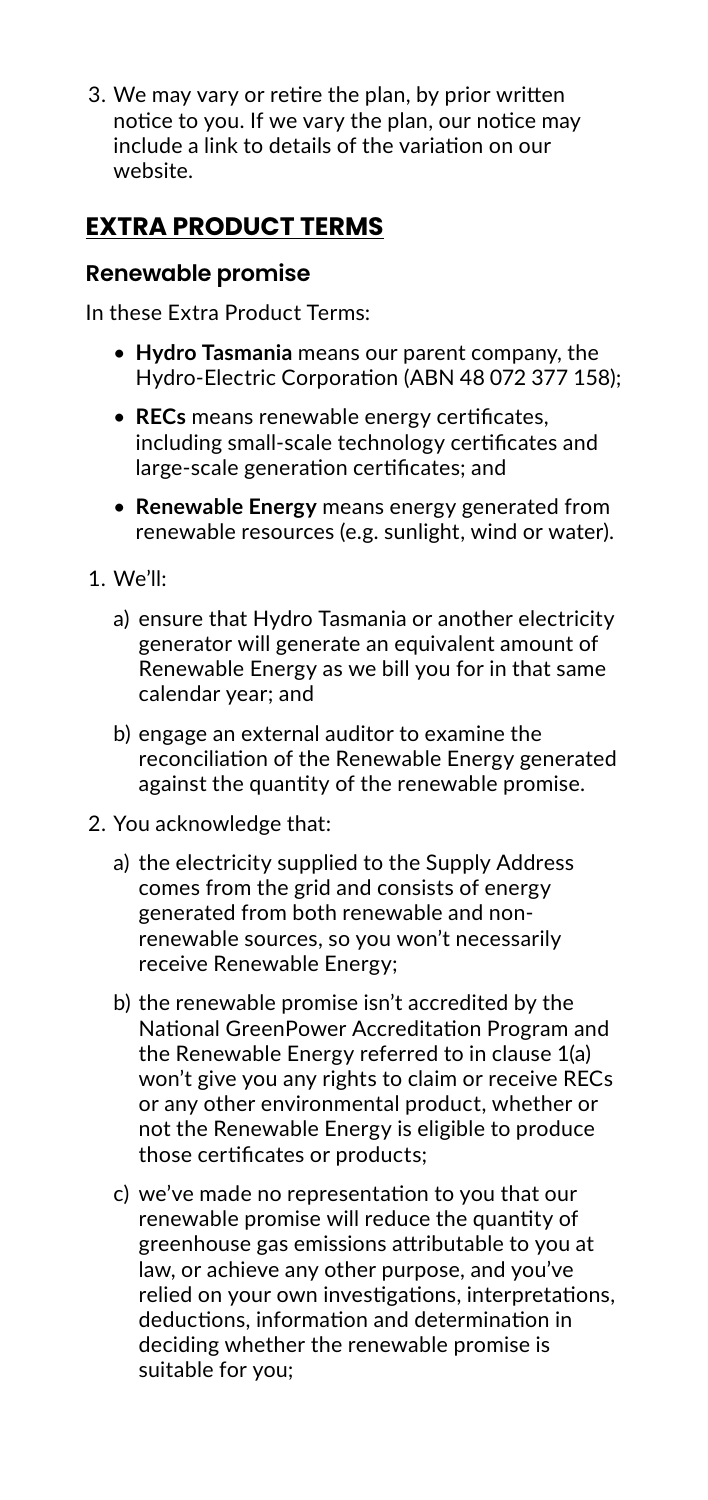3. We may vary or retire the plan, by prior written notice to you. If we vary the plan, our notice may include a link to details of the variation on our website.

## EXTRA PRODUCT TERMS

### Renewable promise

In these Extra Product Terms:

- **Hydro Tasmania** means our parent company, the Hydro-Electric Corporation (ABN 48 072 377 158);
- **RECs** means renewable energy certificates, including small-scale technology certificates and large-scale generation certificates; and
- **Renewable Energy** means energy generated from renewable resources (e.g. sunlight, wind or water).

1. We'll:
   a) ensure that Hydro Tasmania or another electricity generator will generate an equivalent amount of Renewable Energy as we bill you for in that same calendar year; and
   b) engage an external auditor to examine the reconciliation of the Renewable Energy generated against the quantity of the renewable promise.
2. You acknowledge that:
   a) the electricity supplied to the Supply Address comes from the grid and consists of energy generated from both renewable and non-renewable sources, so you won't necessarily receive Renewable Energy;
   b) the renewable promise isn't accredited by the National GreenPower Accreditation Program and the Renewable Energy referred to in clause 1(a) won't give you any rights to claim or receive RECs or any other environmental product, whether or not the Renewable Energy is eligible to produce those certificates or products;
   c) we've made no representation to you that our renewable promise will reduce the quantity of greenhouse gas emissions attributable to you at law, or achieve any other purpose, and you've relied on your own investigations, interpretations, deductions, information and determination in deciding whether the renewable promise is suitable for you;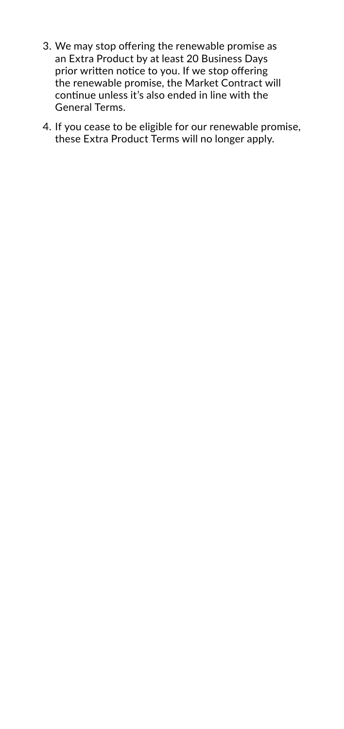3. We may stop offering the renewable promise as an Extra Product by at least 20 Business Days prior written notice to you. If we stop offering the renewable promise, the Market Contract will continue unless it's also ended in line with the General Terms.
4. If you cease to be eligible for our renewable promise, these Extra Product Terms will no longer apply.